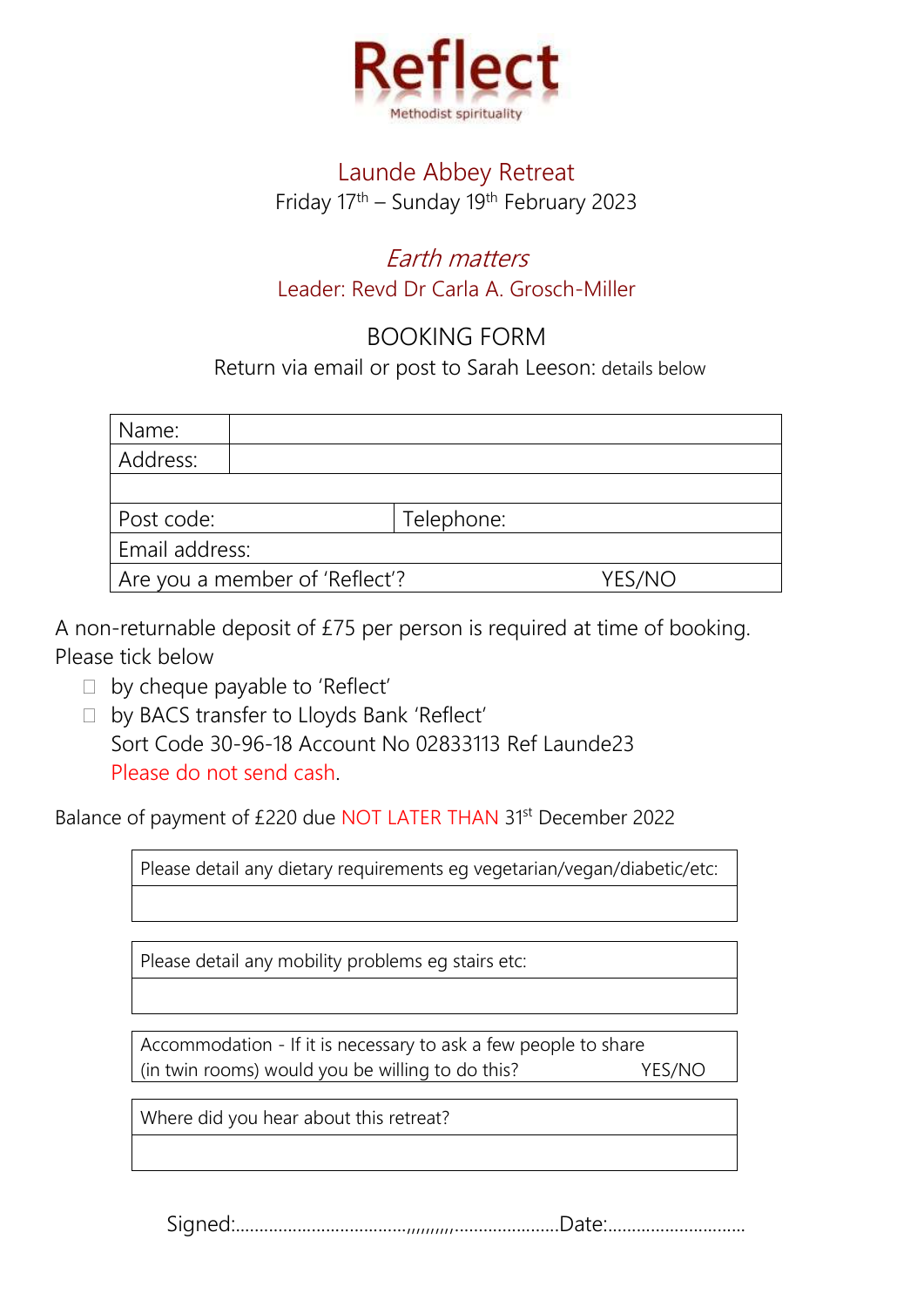# Reflect

Methodist spirituality

## Launde Abbey Retreat

Friday 17th – Sunday 19th February 2023

*Earth matters*

Leader: Revd Dr Carla A. Grosch-Miller

## BOOKING FORM

Return via email or post to Sarah Leeson: details below

| Name: | | |
|---|---|---|
| Address: | | |
| | | |
| Post code: | Telephone: | |
| Email address: | | |
| Are you a member of 'Reflect'? | | YES/NO |

A non-returnable deposit of £75 per person is required at time of booking. Please tick below

- ☐ by cheque payable to 'Reflect'
- ☐ by BACS transfer to Lloyds Bank 'Reflect'
  Sort Code 30-96-18 Account No 02833113 Ref Launde23
  Please do not send cash.

Balance of payment of £220 due NOT LATER THAN 31st December 2022

| Please detail any dietary requirements eg vegetarian/vegan/diabetic/etc: |
|---|
| |

| Please detail any mobility problems eg stairs etc: |
|---|
| |

| Accommodation - If it is necessary to ask a few people to share (in twin rooms) would you be willing to do this? YES/NO |
|---|

| Where did you hear about this retreat? |
|---|
| |

Signed:.................................................................Date:...............................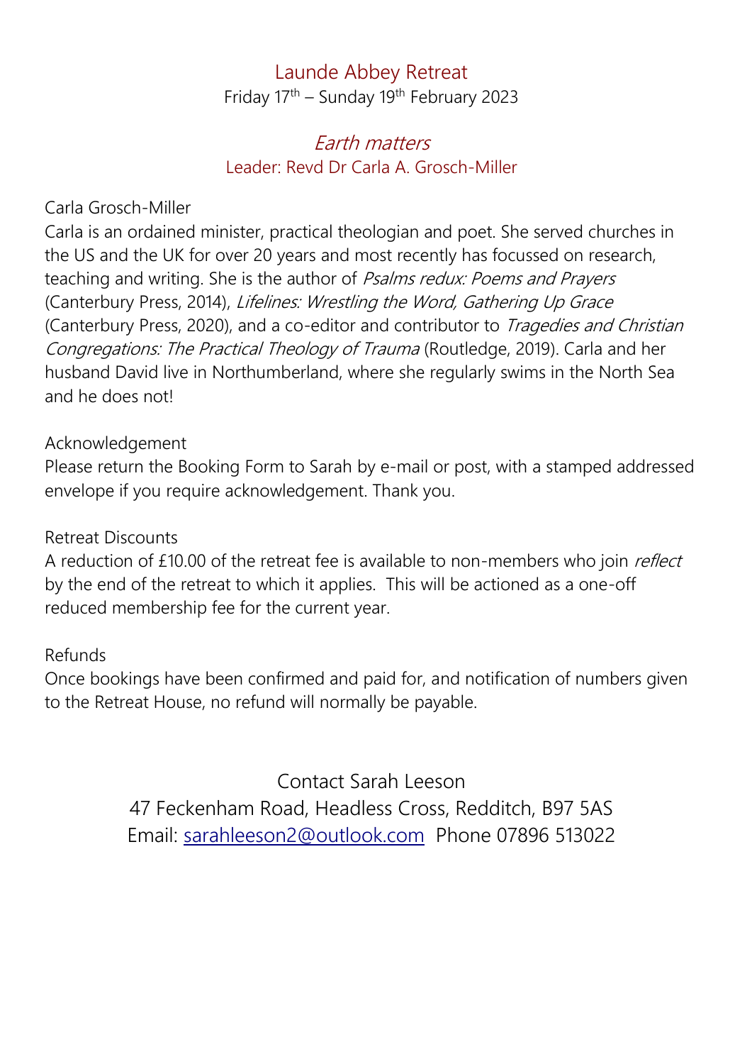# Launde Abbey Retreat

Friday 17th – Sunday 19th February 2023

## *Earth matters*

Leader: Revd Dr Carla A. Grosch-Miller

Carla Grosch-Miller

Carla is an ordained minister, practical theologian and poet. She served churches in the US and the UK for over 20 years and most recently has focussed on research, teaching and writing. She is the author of *Psalms redux: Poems and Prayers* (Canterbury Press, 2014), *Lifelines: Wrestling the Word, Gathering Up Grace* (Canterbury Press, 2020), and a co-editor and contributor to *Tragedies and Christian Congregations: The Practical Theology of Trauma* (Routledge, 2019). Carla and her husband David live in Northumberland, where she regularly swims in the North Sea and he does not!

Acknowledgement

Please return the Booking Form to Sarah by e-mail or post, with a stamped addressed envelope if you require acknowledgement. Thank you.

Retreat Discounts

A reduction of £10.00 of the retreat fee is available to non-members who join *reflect* by the end of the retreat to which it applies. This will be actioned as a one-off reduced membership fee for the current year.

Refunds

Once bookings have been confirmed and paid for, and notification of numbers given to the Retreat House, no refund will normally be payable.

Contact Sarah Leeson

47 Feckenham Road, Headless Cross, Redditch, B97 5AS

Email: sarahleeson2@outlook.com Phone 07896 513022